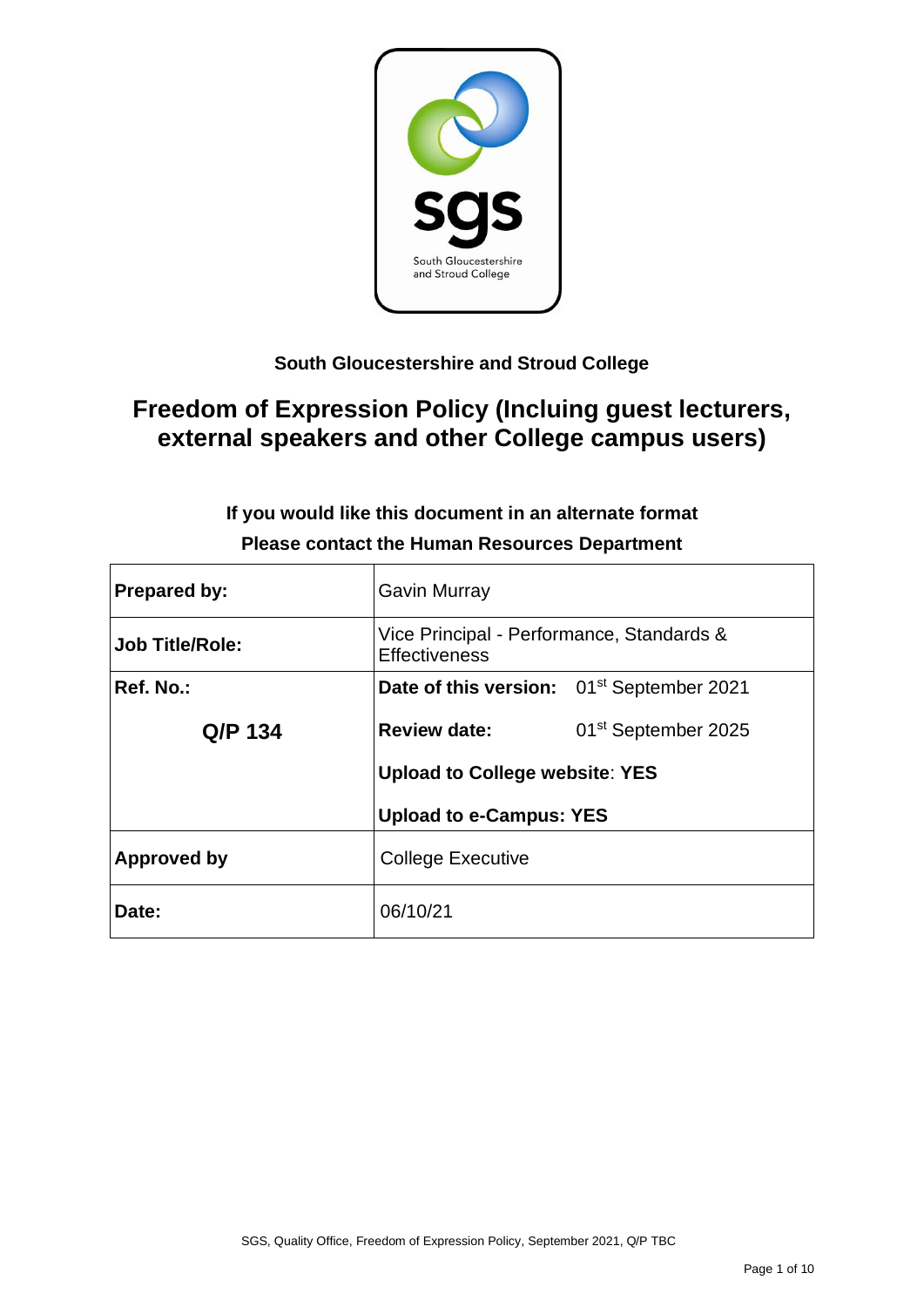**South Gloucestershire and Stroud College**

# Freedom of Expression Policy (Incluing guest lecturers, external speakers and other College campus users)

**If you would like this document in an alternate format**
**Please contact the Human Resources Department**

| **Prepared by:** | Gavin Murray | |
|---|---|---|
| **Job Title/Role:** | Vice Principal - Performance, Standards & Effectiveness | |
| **Ref. No.:** | **Date of this version:** | 01st September 2021 |
| **Q/P 134** | **Review date:** | 01st September 2025 |
| | **Upload to College website**: **YES** | |
| | **Upload to e-Campus: YES** | |
| **Approved by** | College Executive | |
| **Date:** | 06/10/21 | |

SGS, Quality Office, Freedom of Expression Policy, September 2021, Q/P TBC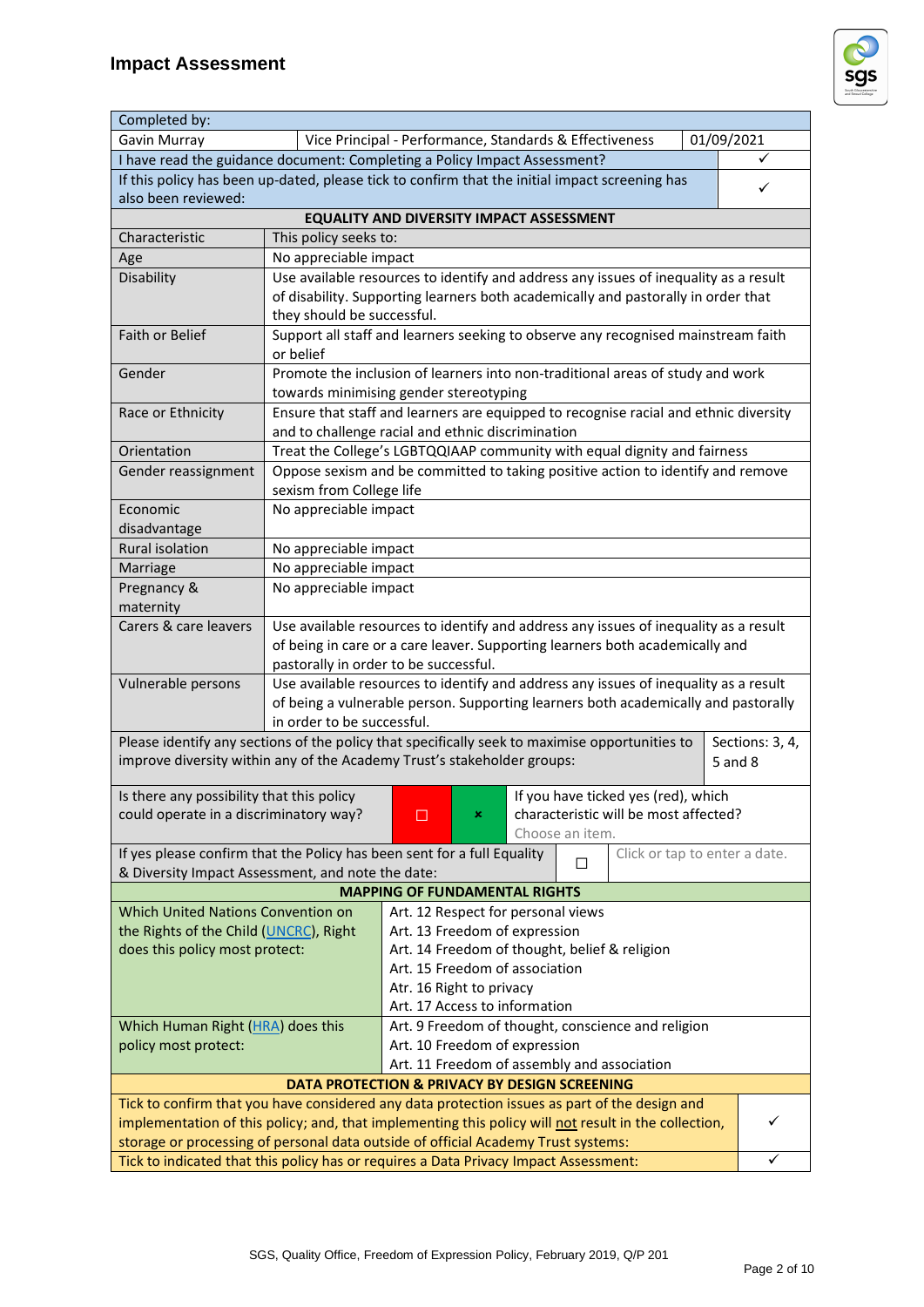# Impact Assessment

| Completed by: | | | |
|---|---|---|---|
| Gavin Murray | Vice Principal - Performance, Standards & Effectiveness | | 01/09/2021 |
| I have read the guidance document: Completing a Policy Impact Assessment? | | | ✓ |
| If this policy has been up-dated, please tick to confirm that the initial impact screening has also been reviewed: | | | ✓ |

**EQUALITY AND DIVERSITY IMPACT ASSESSMENT**

| Characteristic | This policy seeks to: |
|---|---|
| Age | No appreciable impact |
| Disability | Use available resources to identify and address any issues of inequality as a result of disability. Supporting learners both academically and pastorally in order that they should be successful. |
| Faith or Belief | Support all staff and learners seeking to observe any recognised mainstream faith or belief |
| Gender | Promote the inclusion of learners into non-traditional areas of study and work towards minimising gender stereotyping |
| Race or Ethnicity | Ensure that staff and learners are equipped to recognise racial and ethnic diversity and to challenge racial and ethnic discrimination |
| Orientation | Treat the College's LGBTQQIAAP community with equal dignity and fairness |
| Gender reassignment | Oppose sexism and be committed to taking positive action to identify and remove sexism from College life |
| Economic disadvantage | No appreciable impact |
| Rural isolation | No appreciable impact |
| Marriage | No appreciable impact |
| Pregnancy & maternity | No appreciable impact |
| Carers & care leavers | Use available resources to identify and address any issues of inequality as a result of being in care or a care leaver. Supporting learners both academically and pastorally in order to be successful. |
| Vulnerable persons | Use available resources to identify and address any issues of inequality as a result of being a vulnerable person. Supporting learners both academically and pastorally in order to be successful. |

| Please identify any sections of the policy that specifically seek to maximise opportunities to improve diversity within any of the Academy Trust's stakeholder groups: | Sections: 3, 4, 5 and 8 |
|---|---|

| Is there any possibility that this policy could operate in a discriminatory way? | ☐ (Yes) | ✖ (No) | If you have ticked yes (red), which characteristic will be most affected? Choose an item. |
|---|---|---|---|
| If yes please confirm that the Policy has been sent for a full Equality & Diversity Impact Assessment, and note the date: | ☐ | | Click or tap to enter a date. |

**MAPPING OF FUNDAMENTAL RIGHTS**

| Which United Nations Convention on the Rights of the Child (UNCRC), Right does this policy most protect: | Art. 12 Respect for personal views<br>Art. 13 Freedom of expression<br>Art. 14 Freedom of thought, belief & religion<br>Art. 15 Freedom of association<br>Atr. 16 Right to privacy<br>Art. 17 Access to information |
|---|---|
| Which Human Right (HRA) does this policy most protect: | Art. 9 Freedom of thought, conscience and religion<br>Art. 10 Freedom of expression<br>Art. 11 Freedom of assembly and association |

**DATA PROTECTION & PRIVACY BY DESIGN SCREENING**

| Tick to confirm that you have considered any data protection issues as part of the design and implementation of this policy; and, that implementing this policy will not result in the collection, storage or processing of personal data outside of official Academy Trust systems: | ✓ |
|---|---|
| Tick to indicated that this policy has or requires a Data Privacy Impact Assessment: | ✓ |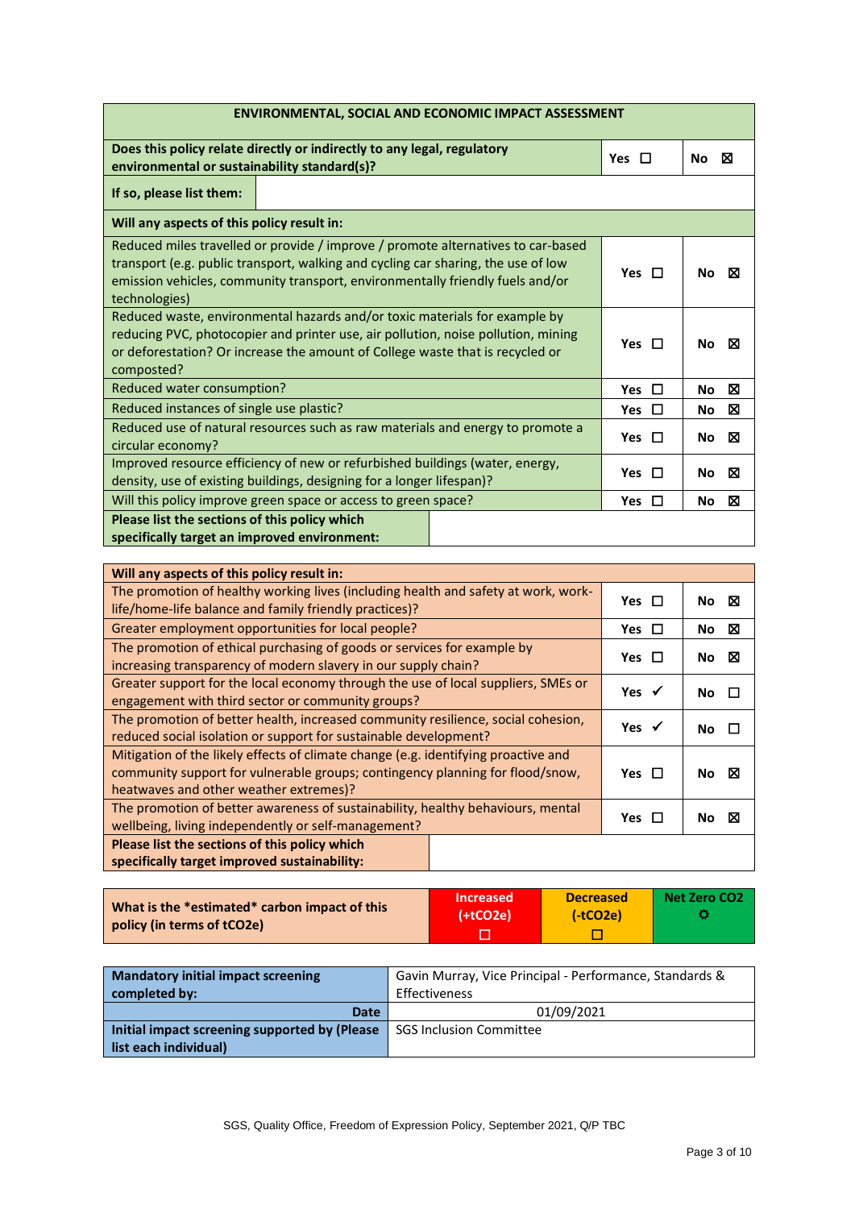| ENVIRONMENTAL, SOCIAL AND ECONOMIC IMPACT ASSESSMENT | | |
|---|---|---|
| **Does this policy relate directly or indirectly to any legal, regulatory environmental or sustainability standard(s)?** | **Yes** ☐ | **No** ☒ |
| **If so, please list them:** | | |
| **Will any aspects of this policy result in:** | | |
| Reduced miles travelled or provide / improve / promote alternatives to car-based transport (e.g. public transport, walking and cycling car sharing, the use of low emission vehicles, community transport, environmentally friendly fuels and/or technologies) | **Yes** ☐ | **No** ☒ |
| Reduced waste, environmental hazards and/or toxic materials for example by reducing PVC, photocopier and printer use, air pollution, noise pollution, mining or deforestation? Or increase the amount of College waste that is recycled or composted? | **Yes** ☐ | **No** ☒ |
| Reduced water consumption? | **Yes** ☐ | **No** ☒ |
| Reduced instances of single use plastic? | **Yes** ☐ | **No** ☒ |
| Reduced use of natural resources such as raw materials and energy to promote a circular economy? | **Yes** ☐ | **No** ☒ |
| Improved resource efficiency of new or refurbished buildings (water, energy, density, use of existing buildings, designing for a longer lifespan)? | **Yes** ☐ | **No** ☒ |
| Will this policy improve green space or access to green space? | **Yes** ☐ | **No** ☒ |
| **Please list the sections of this policy which specifically target an improved environment:** | | |

| Will any aspects of this policy result in: | | |
|---|---|---|
| The promotion of healthy working lives (including health and safety at work, work-life/home-life balance and family friendly practices)? | **Yes** ☐ | **No** ☒ |
| Greater employment opportunities for local people? | **Yes** ☐ | **No** ☒ |
| The promotion of ethical purchasing of goods or services for example by increasing transparency of modern slavery in our supply chain? | **Yes** ☐ | **No** ☒ |
| Greater support for the local economy through the use of local suppliers, SMEs or engagement with third sector or community groups? | **Yes** ✓ | **No** ☐ |
| The promotion of better health, increased community resilience, social cohesion, reduced social isolation or support for sustainable development? | **Yes** ✓ | **No** ☐ |
| Mitigation of the likely effects of climate change (e.g. identifying proactive and community support for vulnerable groups; contingency planning for flood/snow, heatwaves and other weather extremes)? | **Yes** ☐ | **No** ☒ |
| The promotion of better awareness of sustainability, healthy behaviours, mental wellbeing, living independently or self-management? | **Yes** ☐ | **No** ☒ |
| **Please list the sections of this policy which specifically target improved sustainability:** | | |

| What is the \*estimated\* carbon impact of this policy (in terms of $tCO_2e$) | Increased (+$tCO_2e$) ☐ | Decreased (-$tCO_2e$) ☐ | Net Zero $CO_2$ ☼ |
|---|---|---|---|

| Mandatory initial impact screening completed by: | Gavin Murray, Vice Principal - Performance, Standards & Effectiveness |
|---|---|
| **Date** | 01/09/2021 |
| **Initial impact screening supported by (Please list each individual)** | SGS Inclusion Committee |

SGS, Quality Office, Freedom of Expression Policy, September 2021, Q/P TBC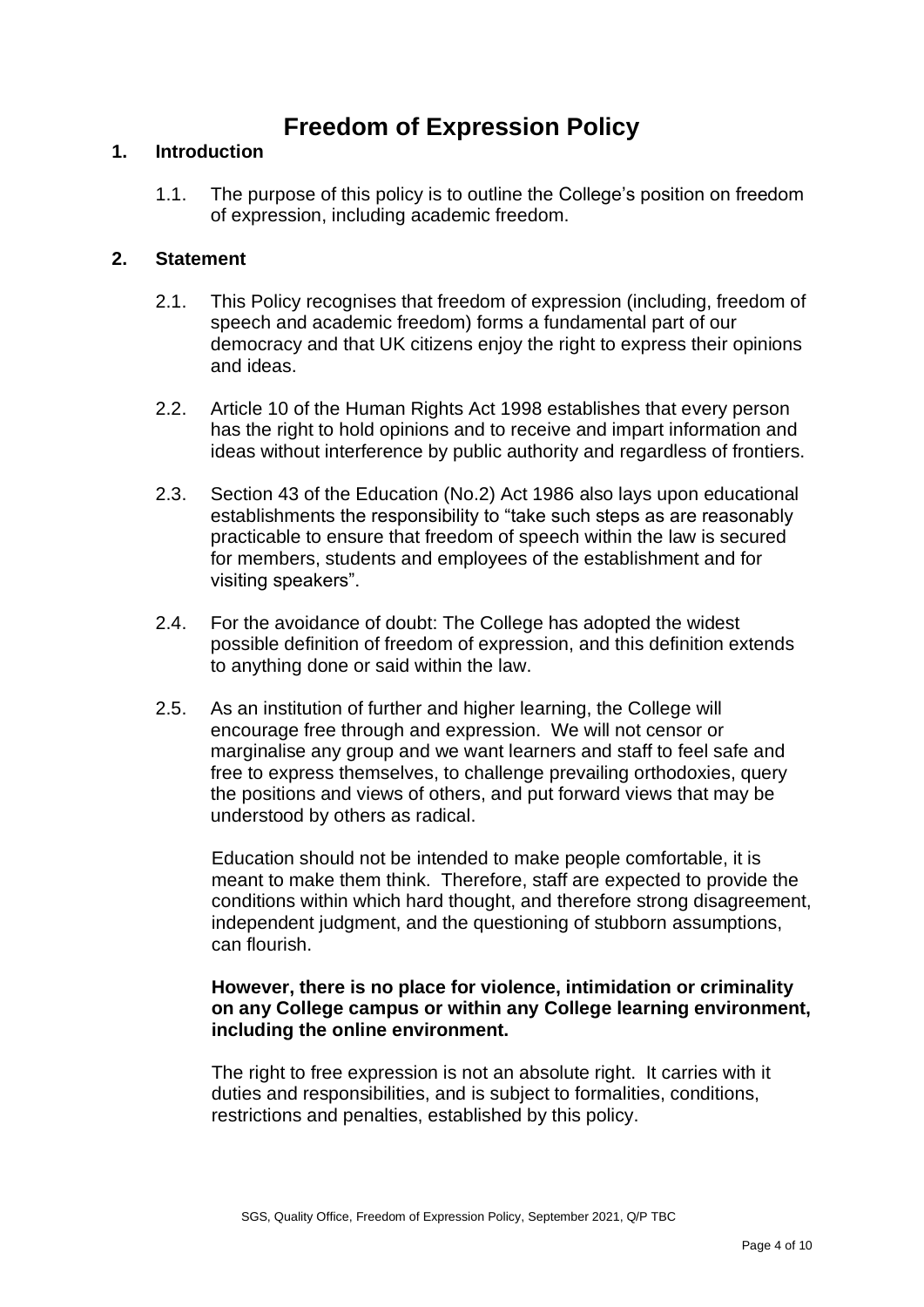# Freedom of Expression Policy

## 1. Introduction

1.1. The purpose of this policy is to outline the College's position on freedom of expression, including academic freedom.

## 2. Statement

2.1. This Policy recognises that freedom of expression (including, freedom of speech and academic freedom) forms a fundamental part of our democracy and that UK citizens enjoy the right to express their opinions and ideas.

2.2. Article 10 of the Human Rights Act 1998 establishes that every person has the right to hold opinions and to receive and impart information and ideas without interference by public authority and regardless of frontiers.

2.3. Section 43 of the Education (No.2) Act 1986 also lays upon educational establishments the responsibility to "take such steps as are reasonably practicable to ensure that freedom of speech within the law is secured for members, students and employees of the establishment and for visiting speakers".

2.4. For the avoidance of doubt: The College has adopted the widest possible definition of freedom of expression, and this definition extends to anything done or said within the law.

2.5. As an institution of further and higher learning, the College will encourage free through and expression. We will not censor or marginalise any group and we want learners and staff to feel safe and free to express themselves, to challenge prevailing orthodoxies, query the positions and views of others, and put forward views that may be understood by others as radical.

Education should not be intended to make people comfortable, it is meant to make them think. Therefore, staff are expected to provide the conditions within which hard thought, and therefore strong disagreement, independent judgment, and the questioning of stubborn assumptions, can flourish.

**However, there is no place for violence, intimidation or criminality on any College campus or within any College learning environment, including the online environment.**

The right to free expression is not an absolute right. It carries with it duties and responsibilities, and is subject to formalities, conditions, restrictions and penalties, established by this policy.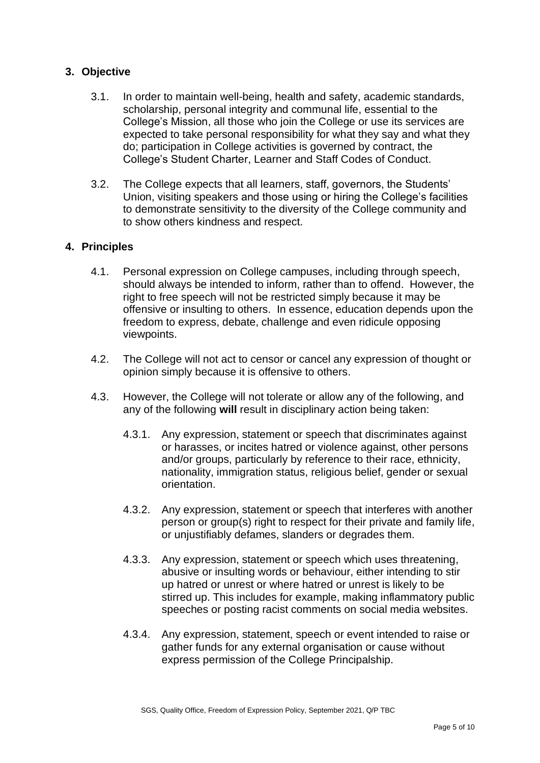## 3. Objective

3.1. In order to maintain well-being, health and safety, academic standards, scholarship, personal integrity and communal life, essential to the College's Mission, all those who join the College or use its services are expected to take personal responsibility for what they say and what they do; participation in College activities is governed by contract, the College's Student Charter, Learner and Staff Codes of Conduct.

3.2. The College expects that all learners, staff, governors, the Students' Union, visiting speakers and those using or hiring the College's facilities to demonstrate sensitivity to the diversity of the College community and to show others kindness and respect.

## 4. Principles

4.1. Personal expression on College campuses, including through speech, should always be intended to inform, rather than to offend. However, the right to free speech will not be restricted simply because it may be offensive or insulting to others. In essence, education depends upon the freedom to express, debate, challenge and even ridicule opposing viewpoints.

4.2. The College will not act to censor or cancel any expression of thought or opinion simply because it is offensive to others.

4.3. However, the College will not tolerate or allow any of the following, and any of the following **will** result in disciplinary action being taken:

4.3.1. Any expression, statement or speech that discriminates against or harasses, or incites hatred or violence against, other persons and/or groups, particularly by reference to their race, ethnicity, nationality, immigration status, religious belief, gender or sexual orientation.

4.3.2. Any expression, statement or speech that interferes with another person or group(s) right to respect for their private and family life, or unjustifiably defames, slanders or degrades them.

4.3.3. Any expression, statement or speech which uses threatening, abusive or insulting words or behaviour, either intending to stir up hatred or unrest or where hatred or unrest is likely to be stirred up. This includes for example, making inflammatory public speeches or posting racist comments on social media websites.

4.3.4. Any expression, statement, speech or event intended to raise or gather funds for any external organisation or cause without express permission of the College Principalship.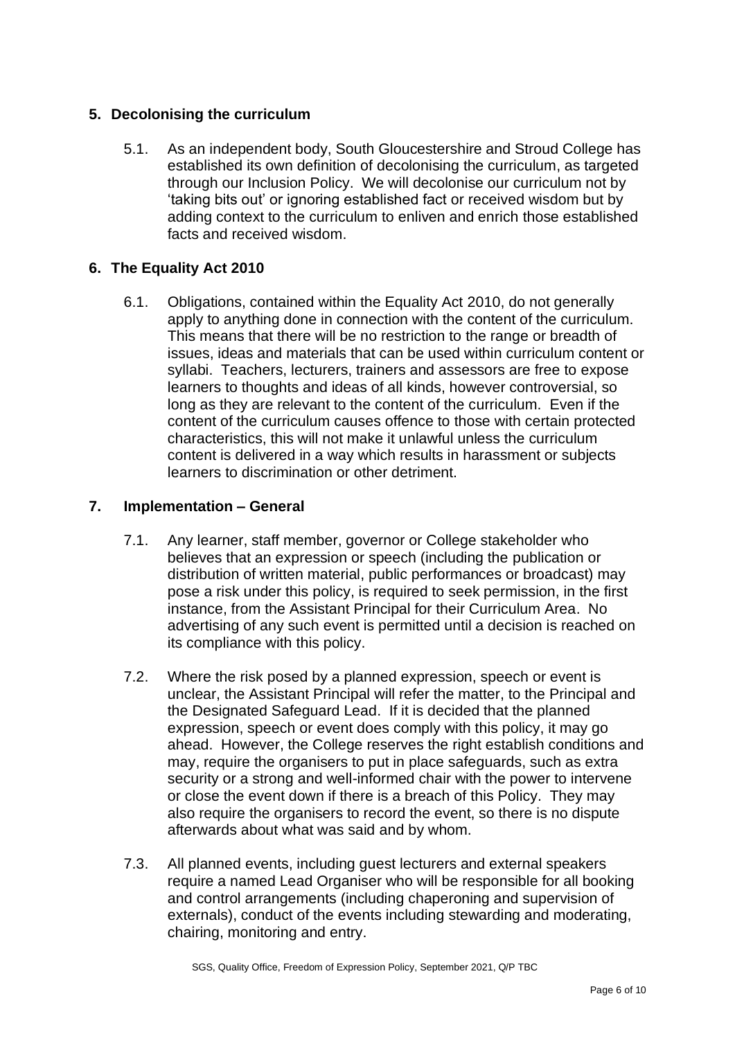## 5. Decolonising the curriculum

5.1. As an independent body, South Gloucestershire and Stroud College has established its own definition of decolonising the curriculum, as targeted through our Inclusion Policy. We will decolonise our curriculum not by 'taking bits out' or ignoring established fact or received wisdom but by adding context to the curriculum to enliven and enrich those established facts and received wisdom.

## 6. The Equality Act 2010

6.1. Obligations, contained within the Equality Act 2010, do not generally apply to anything done in connection with the content of the curriculum. This means that there will be no restriction to the range or breadth of issues, ideas and materials that can be used within curriculum content or syllabi. Teachers, lecturers, trainers and assessors are free to expose learners to thoughts and ideas of all kinds, however controversial, so long as they are relevant to the content of the curriculum. Even if the content of the curriculum causes offence to those with certain protected characteristics, this will not make it unlawful unless the curriculum content is delivered in a way which results in harassment or subjects learners to discrimination or other detriment.

## 7. Implementation – General

7.1. Any learner, staff member, governor or College stakeholder who believes that an expression or speech (including the publication or distribution of written material, public performances or broadcast) may pose a risk under this policy, is required to seek permission, in the first instance, from the Assistant Principal for their Curriculum Area. No advertising of any such event is permitted until a decision is reached on its compliance with this policy.

7.2. Where the risk posed by a planned expression, speech or event is unclear, the Assistant Principal will refer the matter, to the Principal and the Designated Safeguard Lead. If it is decided that the planned expression, speech or event does comply with this policy, it may go ahead. However, the College reserves the right establish conditions and may, require the organisers to put in place safeguards, such as extra security or a strong and well-informed chair with the power to intervene or close the event down if there is a breach of this Policy. They may also require the organisers to record the event, so there is no dispute afterwards about what was said and by whom.

7.3. All planned events, including guest lecturers and external speakers require a named Lead Organiser who will be responsible for all booking and control arrangements (including chaperoning and supervision of externals), conduct of the events including stewarding and moderating, chairing, monitoring and entry.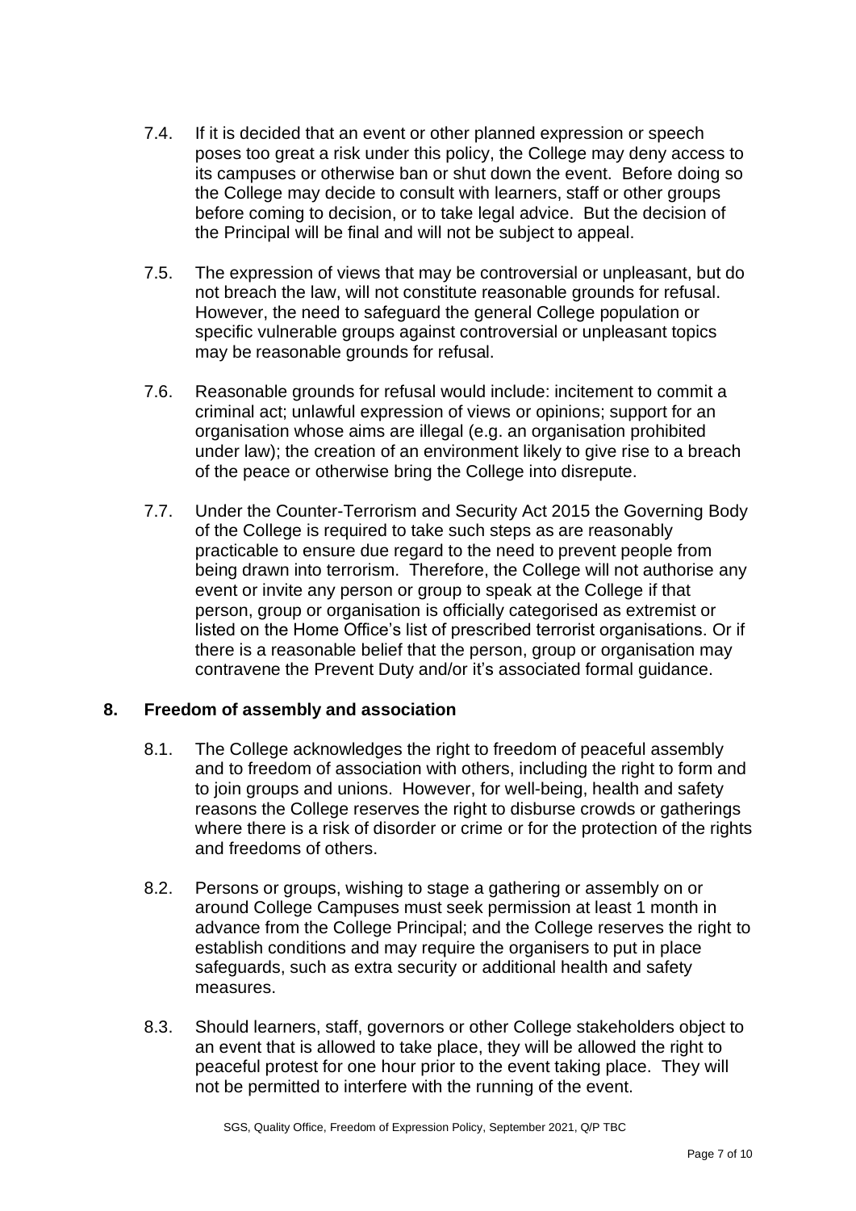7.4. If it is decided that an event or other planned expression or speech poses too great a risk under this policy, the College may deny access to its campuses or otherwise ban or shut down the event. Before doing so the College may decide to consult with learners, staff or other groups before coming to decision, or to take legal advice. But the decision of the Principal will be final and will not be subject to appeal.

7.5. The expression of views that may be controversial or unpleasant, but do not breach the law, will not constitute reasonable grounds for refusal. However, the need to safeguard the general College population or specific vulnerable groups against controversial or unpleasant topics may be reasonable grounds for refusal.

7.6. Reasonable grounds for refusal would include: incitement to commit a criminal act; unlawful expression of views or opinions; support for an organisation whose aims are illegal (e.g. an organisation prohibited under law); the creation of an environment likely to give rise to a breach of the peace or otherwise bring the College into disrepute.

7.7. Under the Counter-Terrorism and Security Act 2015 the Governing Body of the College is required to take such steps as are reasonably practicable to ensure due regard to the need to prevent people from being drawn into terrorism. Therefore, the College will not authorise any event or invite any person or group to speak at the College if that person, group or organisation is officially categorised as extremist or listed on the Home Office's list of prescribed terrorist organisations. Or if there is a reasonable belief that the person, group or organisation may contravene the Prevent Duty and/or it's associated formal guidance.

## 8. Freedom of assembly and association

8.1. The College acknowledges the right to freedom of peaceful assembly and to freedom of association with others, including the right to form and to join groups and unions. However, for well-being, health and safety reasons the College reserves the right to disburse crowds or gatherings where there is a risk of disorder or crime or for the protection of the rights and freedoms of others.

8.2. Persons or groups, wishing to stage a gathering or assembly on or around College Campuses must seek permission at least 1 month in advance from the College Principal; and the College reserves the right to establish conditions and may require the organisers to put in place safeguards, such as extra security or additional health and safety measures.

8.3. Should learners, staff, governors or other College stakeholders object to an event that is allowed to take place, they will be allowed the right to peaceful protest for one hour prior to the event taking place. They will not be permitted to interfere with the running of the event.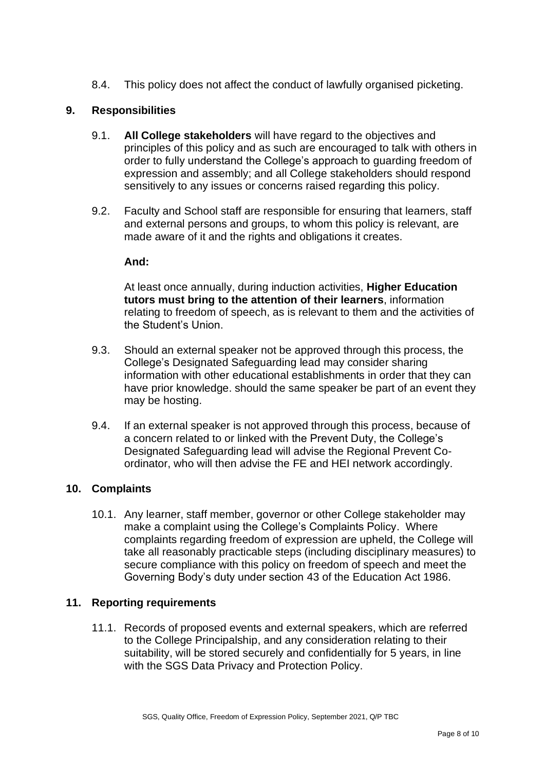8.4. This policy does not affect the conduct of lawfully organised picketing.

## 9. Responsibilities

9.1. **All College stakeholders** will have regard to the objectives and principles of this policy and as such are encouraged to talk with others in order to fully understand the College's approach to guarding freedom of expression and assembly; and all College stakeholders should respond sensitively to any issues or concerns raised regarding this policy.

9.2. Faculty and School staff are responsible for ensuring that learners, staff and external persons and groups, to whom this policy is relevant, are made aware of it and the rights and obligations it creates.

**And:**

At least once annually, during induction activities, **Higher Education tutors must bring to the attention of their learners**, information relating to freedom of speech, as is relevant to them and the activities of the Student's Union.

9.3. Should an external speaker not be approved through this process, the College's Designated Safeguarding lead may consider sharing information with other educational establishments in order that they can have prior knowledge. should the same speaker be part of an event they may be hosting.

9.4. If an external speaker is not approved through this process, because of a concern related to or linked with the Prevent Duty, the College's Designated Safeguarding lead will advise the Regional Prevent Co-ordinator, who will then advise the FE and HEI network accordingly.

## 10. Complaints

10.1. Any learner, staff member, governor or other College stakeholder may make a complaint using the College's Complaints Policy. Where complaints regarding freedom of expression are upheld, the College will take all reasonably practicable steps (including disciplinary measures) to secure compliance with this policy on freedom of speech and meet the Governing Body's duty under section 43 of the Education Act 1986.

## 11. Reporting requirements

11.1. Records of proposed events and external speakers, which are referred to the College Principalship, and any consideration relating to their suitability, will be stored securely and confidentially for 5 years, in line with the SGS Data Privacy and Protection Policy.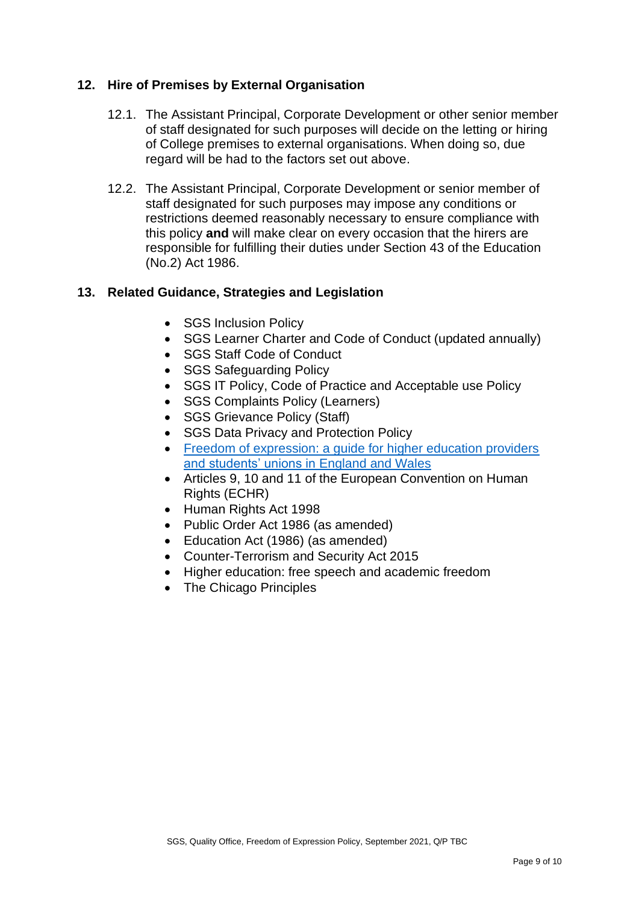## 12. Hire of Premises by External Organisation

12.1. The Assistant Principal, Corporate Development or other senior member of staff designated for such purposes will decide on the letting or hiring of College premises to external organisations. When doing so, due regard will be had to the factors set out above.

12.2. The Assistant Principal, Corporate Development or senior member of staff designated for such purposes may impose any conditions or restrictions deemed reasonably necessary to ensure compliance with this policy **and** will make clear on every occasion that the hirers are responsible for fulfilling their duties under Section 43 of the Education (No.2) Act 1986.

## 13. Related Guidance, Strategies and Legislation

- SGS Inclusion Policy
- SGS Learner Charter and Code of Conduct (updated annually)
- SGS Staff Code of Conduct
- SGS Safeguarding Policy
- SGS IT Policy, Code of Practice and Acceptable use Policy
- SGS Complaints Policy (Learners)
- SGS Grievance Policy (Staff)
- SGS Data Privacy and Protection Policy
- Freedom of expression: a guide for higher education providers and students' unions in England and Wales
- Articles 9, 10 and 11 of the European Convention on Human Rights (ECHR)
- Human Rights Act 1998
- Public Order Act 1986 (as amended)
- Education Act (1986) (as amended)
- Counter-Terrorism and Security Act 2015
- Higher education: free speech and academic freedom
- The Chicago Principles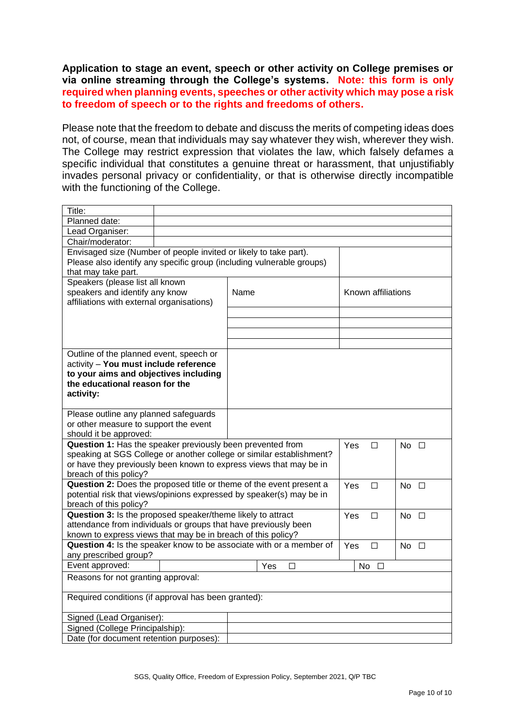**Application to stage an event, speech or other activity on College premises or via online streaming through the College's systems. Note: this form is only required when planning events, speeches or other activity which may pose a risk to freedom of speech or to the rights and freedoms of others.**

Please note that the freedom to debate and discuss the merits of competing ideas does not, of course, mean that individuals may say whatever they wish, wherever they wish. The College may restrict expression that violates the law, which falsely defames a specific individual that constitutes a genuine threat or harassment, that unjustifiably invades personal privacy or confidentiality, or that is otherwise directly incompatible with the functioning of the College.

| | | | |
|---|---|---|---|
| Title: | | | |
| Planned date: | | | |
| Lead Organiser: | | | |
| Chair/moderator: | | | |
| Envisaged size (Number of people invited or likely to take part). Please also identify any specific group (including vulnerable groups) that may take part. | | | |
| Speakers (please list all known speakers and identify any know affiliations with external organisations) | Name | Known affiliations | |
| | | | |
| | | | |
| | | | |
| | | | |
| Outline of the planned event, speech or activity – **You must include reference to your aims and objectives including the educational reason for the activity:** | | | |
| Please outline any planned safeguards or other measure to support the event should it be approved: | | | |
| **Question 1:** Has the speaker previously been prevented from speaking at SGS College or another college or similar establishment? or have they previously been known to express views that may be in breach of this policy? | | Yes ☐ | No ☐ |
| **Question 2:** Does the proposed title or theme of the event present a potential risk that views/opinions expressed by speaker(s) may be in breach of this policy? | | Yes ☐ | No ☐ |
| **Question 3:** Is the proposed speaker/theme likely to attract attendance from individuals or groups that have previously been known to express views that may be in breach of this policy? | | Yes ☐ | No ☐ |
| **Question 4:** Is the speaker know to be associate with or a member of any prescribed group? | | Yes ☐ | No ☐ |
| Event approved: | Yes ☐ | No ☐ | |
| Reasons for not granting approval: | | | |
| Required conditions (if approval has been granted): | | | |
| Signed (Lead Organiser): | | | |
| Signed (College Principalship): | | | |
| Date (for document retention purposes): | | | |

SGS, Quality Office, Freedom of Expression Policy, September 2021, Q/P TBC